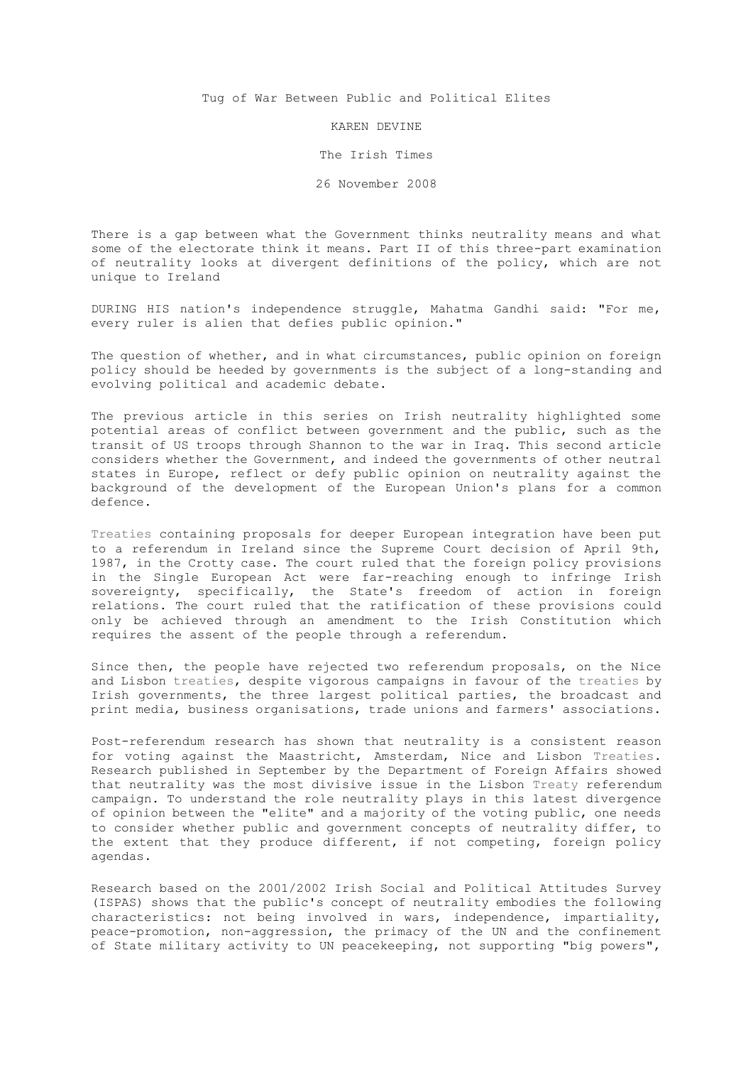# Tug of War Between Public and Political Elites

KAREN DEVINE

The Irish Times

26 November 2008

There is a gap between what the Government thinks neutrality means and what some of the electorate think it means. Part II of this three-part examination of neutrality looks at divergent definitions of the policy, which are not unique to Ireland

DURING HIS nation's independence struggle, Mahatma Gandhi said: "For me, every ruler is alien that defies public opinion."

The question of whether, and in what circumstances, public opinion on foreign policy should be heeded by governments is the subject of a long-standing and evolving political and academic debate.

The previous article in this series on Irish neutrality highlighted some potential areas of conflict between government and the public, such as the transit of US troops through Shannon to the war in Iraq. This second article considers whether the Government, and indeed the governments of other neutral states in Europe, reflect or defy public opinion on neutrality against the background of the development of the European Union's plans for a common defence.

Treaties containing proposals for deeper European integration have been put to a referendum in Ireland since the Supreme Court decision of April 9th, 1987, in the Crotty case. The court ruled that the foreign policy provisions in the Single European Act were far-reaching enough to infringe Irish sovereignty, specifically, the State's freedom of action in foreign relations. The court ruled that the ratification of these provisions could only be achieved through an amendment to the Irish Constitution which requires the assent of the people through a referendum.

Since then, the people have rejected two referendum proposals, on the Nice and Lisbon treaties, despite vigorous campaigns in favour of the treaties by Irish governments, the three largest political parties, the broadcast and print media, business organisations, trade unions and farmers' associations.

Post-referendum research has shown that neutrality is a consistent reason for voting against the Maastricht, Amsterdam, Nice and Lisbon Treaties. Research published in September by the Department of Foreign Affairs showed that neutrality was the most divisive issue in the Lisbon Treaty referendum campaign. To understand the role neutrality plays in this latest divergence of opinion between the "elite" and a majority of the voting public, one needs to consider whether public and government concepts of neutrality differ, to the extent that they produce different, if not competing, foreign policy agendas.

Research based on the 2001/2002 Irish Social and Political Attitudes Survey (ISPAS) shows that the public's concept of neutrality embodies the following characteristics: not being involved in wars, independence, impartiality, peace-promotion, non-aggression, the primacy of the UN and the confinement of State military activity to UN peacekeeping, not supporting "big powers",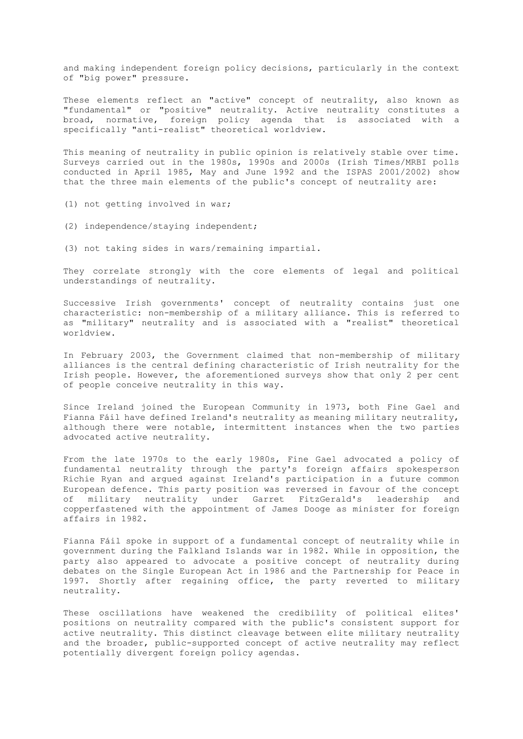and making independent foreign policy decisions, particularly in the context of "big power" pressure.

These elements reflect an "active" concept of neutrality, also known as "fundamental" or "positive" neutrality. Active neutrality constitutes a broad, normative, foreign policy agenda that is associated with a specifically "anti-realist" theoretical worldview.

This meaning of neutrality in public opinion is relatively stable over time. Surveys carried out in the 1980s, 1990s and 2000s (Irish Times/MRBI polls conducted in April 1985, May and June 1992 and the ISPAS 2001/2002) show that the three main elements of the public's concept of neutrality are:

(1) not getting involved in war;

(2) independence/staying independent;

(3) not taking sides in wars/remaining impartial.

They correlate strongly with the core elements of legal and political understandings of neutrality.

Successive Irish governments' concept of neutrality contains just one characteristic: non-membership of a military alliance. This is referred to as "military" neutrality and is associated with a "realist" theoretical worldview.

In February 2003, the Government claimed that non-membership of military alliances is the central defining characteristic of Irish neutrality for the Irish people. However, the aforementioned surveys show that only 2 per cent of people conceive neutrality in this way.

Since Ireland joined the European Community in 1973, both Fine Gael and Fianna Fáil have defined Ireland's neutrality as meaning military neutrality, although there were notable, intermittent instances when the two parties advocated active neutrality.

From the late 1970s to the early 1980s, Fine Gael advocated a policy of fundamental neutrality through the party's foreign affairs spokesperson Richie Ryan and argued against Ireland's participation in a future common European defence. This party position was reversed in favour of the concept of military neutrality under Garret FitzGerald's leadership and copperfastened with the appointment of James Dooge as minister for foreign affairs in 1982.

Fianna Fáil spoke in support of a fundamental concept of neutrality while in government during the Falkland Islands war in 1982. While in opposition, the party also appeared to advocate a positive concept of neutrality during debates on the Single European Act in 1986 and the Partnership for Peace in 1997. Shortly after regaining office, the party reverted to military neutrality.

These oscillations have weakened the credibility of political elites' positions on neutrality compared with the public's consistent support for active neutrality. This distinct cleavage between elite military neutrality and the broader, public-supported concept of active neutrality may reflect potentially divergent foreign policy agendas.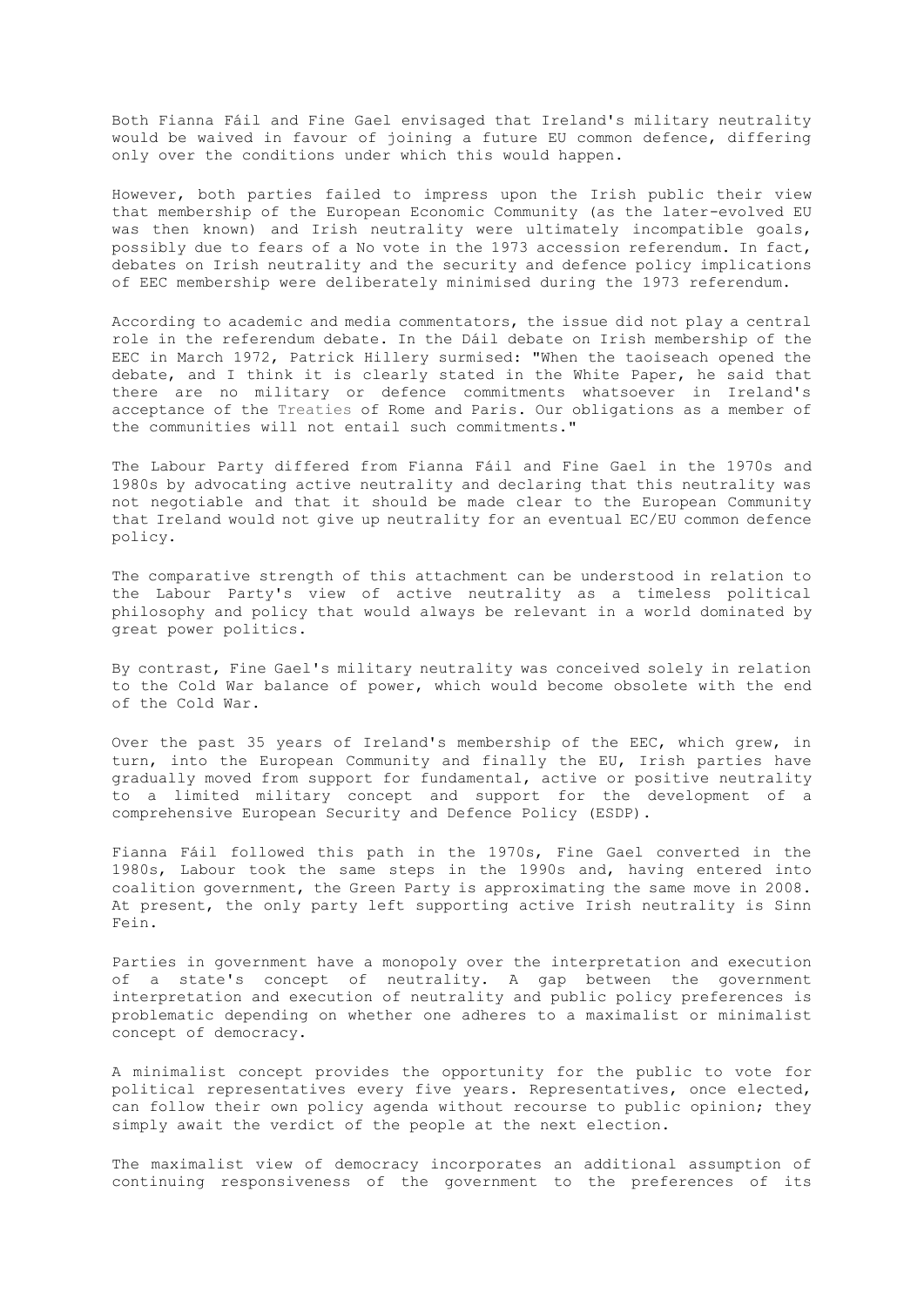Both Fianna Fáil and Fine Gael envisaged that Ireland's military neutrality would be waived in favour of joining a future EU common defence, differing only over the conditions under which this would happen.

However, both parties failed to impress upon the Irish public their view that membership of the European Economic Community (as the later-evolved EU was then known) and Irish neutrality were ultimately incompatible goals, possibly due to fears of a No vote in the 1973 accession referendum. In fact, debates on Irish neutrality and the security and defence policy implications of EEC membership were deliberately minimised during the 1973 referendum.

According to academic and media commentators, the issue did not play a central role in the referendum debate. In the Dáil debate on Irish membership of the EEC in March 1972, Patrick Hillery surmised: "When the taoiseach opened the debate, and I think it is clearly stated in the White Paper, he said that there are no military or defence commitments whatsoever in Ireland's acceptance of the Treaties of Rome and Paris. Our obligations as a member of the communities will not entail such commitments."

The Labour Party differed from Fianna Fáil and Fine Gael in the 1970s and 1980s by advocating active neutrality and declaring that this neutrality was not negotiable and that it should be made clear to the European Community that Ireland would not give up neutrality for an eventual EC/EU common defence policy.

The comparative strength of this attachment can be understood in relation to the Labour Party's view of active neutrality as a timeless political philosophy and policy that would always be relevant in a world dominated by great power politics.

By contrast, Fine Gael's military neutrality was conceived solely in relation to the Cold War balance of power, which would become obsolete with the end of the Cold War.

Over the past 35 years of Ireland's membership of the EEC, which grew, in turn, into the European Community and finally the EU, Irish parties have gradually moved from support for fundamental, active or positive neutrality to a limited military concept and support for the development of a comprehensive European Security and Defence Policy (ESDP).

Fianna Fáil followed this path in the 1970s, Fine Gael converted in the 1980s, Labour took the same steps in the 1990s and, having entered into coalition government, the Green Party is approximating the same move in 2008. At present, the only party left supporting active Irish neutrality is Sinn Fein.

Parties in government have a monopoly over the interpretation and execution of a state's concept of neutrality. A gap between the government interpretation and execution of neutrality and public policy preferences is problematic depending on whether one adheres to a maximalist or minimalist concept of democracy.

A minimalist concept provides the opportunity for the public to vote for political representatives every five years. Representatives, once elected, can follow their own policy agenda without recourse to public opinion; they simply await the verdict of the people at the next election.

The maximalist view of democracy incorporates an additional assumption of continuing responsiveness of the government to the preferences of its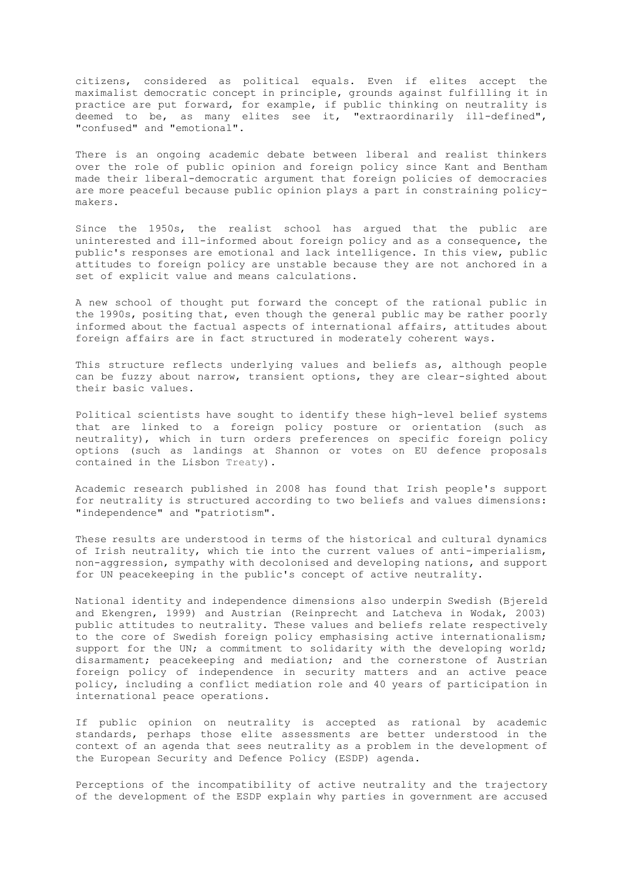citizens, considered as political equals. Even if elites accept the maximalist democratic concept in principle, grounds against fulfilling it in practice are put forward, for example, if public thinking on neutrality is deemed to be, as many elites see it, "extraordinarily ill-defined", "confused" and "emotional".

There is an ongoing academic debate between liberal and realist thinkers over the role of public opinion and foreign policy since Kant and Bentham made their liberal-democratic argument that foreign policies of democracies are more peaceful because public opinion plays a part in constraining policy-makers.

Since the 1950s, the realist school has argued that the public are uninterested and ill-informed about foreign policy and as a consequence, the public's responses are emotional and lack intelligence. In this view, public attitudes to foreign policy are unstable because they are not anchored in a set of explicit value and means calculations.

A new school of thought put forward the concept of the rational public in the 1990s, positing that, even though the general public may be rather poorly informed about the factual aspects of international affairs, attitudes about foreign affairs are in fact structured in moderately coherent ways.

This structure reflects underlying values and beliefs as, although people can be fuzzy about narrow, transient options, they are clear-sighted about their basic values.

Political scientists have sought to identify these high-level belief systems that are linked to a foreign policy posture or orientation (such as neutrality), which in turn orders preferences on specific foreign policy options (such as landings at Shannon or votes on EU defence proposals contained in the Lisbon Treaty).

Academic research published in 2008 has found that Irish people's support for neutrality is structured according to two beliefs and values dimensions: "independence" and "patriotism".

These results are understood in terms of the historical and cultural dynamics of Irish neutrality, which tie into the current values of anti-imperialism, non-aggression, sympathy with decolonised and developing nations, and support for UN peacekeeping in the public's concept of active neutrality.

National identity and independence dimensions also underpin Swedish (Bjereld and Ekengren, 1999) and Austrian (Reinprecht and Latcheva in Wodak, 2003) public attitudes to neutrality. These values and beliefs relate respectively to the core of Swedish foreign policy emphasising active internationalism; support for the UN; a commitment to solidarity with the developing world; disarmament; peacekeeping and mediation; and the cornerstone of Austrian foreign policy of independence in security matters and an active peace policy, including a conflict mediation role and 40 years of participation in international peace operations.

If public opinion on neutrality is accepted as rational by academic standards, perhaps those elite assessments are better understood in the context of an agenda that sees neutrality as a problem in the development of the European Security and Defence Policy (ESDP) agenda.

Perceptions of the incompatibility of active neutrality and the trajectory of the development of the ESDP explain why parties in government are accused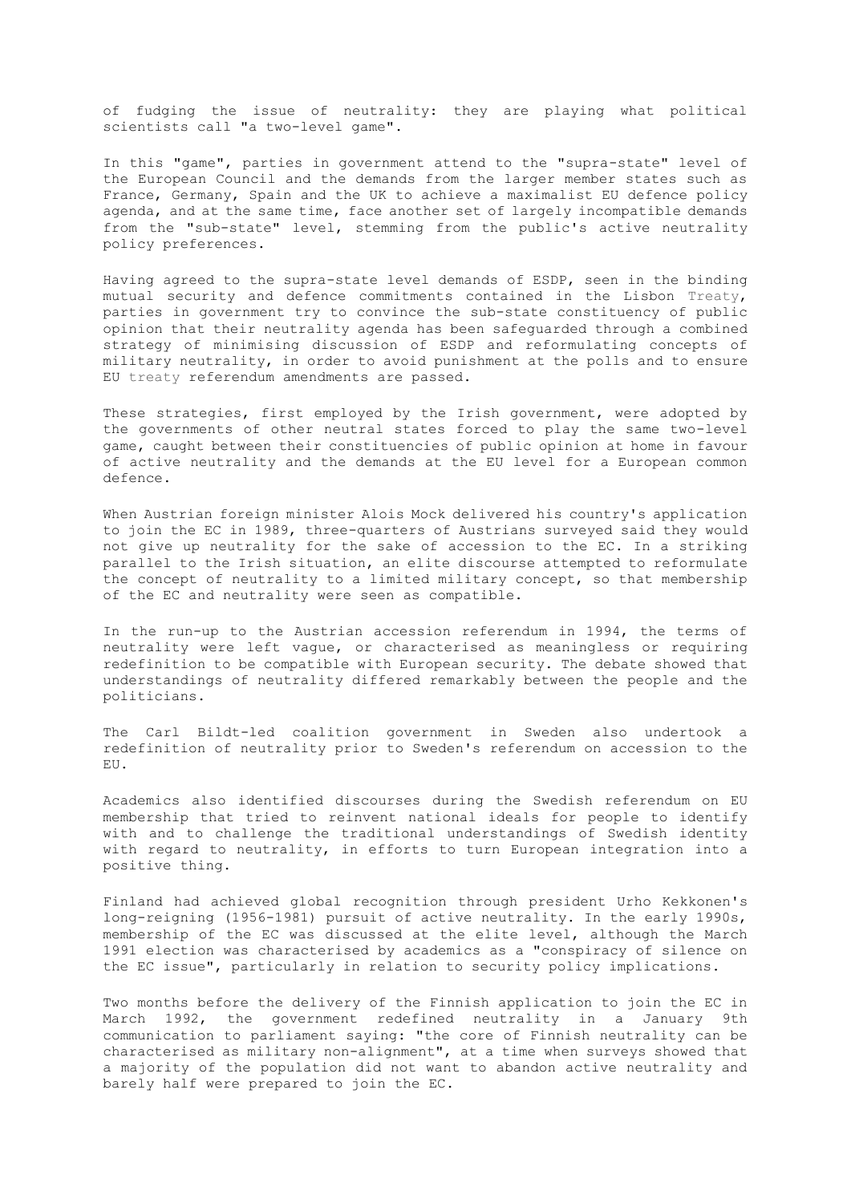of fudging the issue of neutrality: they are playing what political scientists call "a two-level game".

In this "game", parties in government attend to the "supra-state" level of the European Council and the demands from the larger member states such as France, Germany, Spain and the UK to achieve a maximalist EU defence policy agenda, and at the same time, face another set of largely incompatible demands from the "sub-state" level, stemming from the public's active neutrality policy preferences.

Having agreed to the supra-state level demands of ESDP, seen in the binding mutual security and defence commitments contained in the Lisbon Treaty, parties in government try to convince the sub-state constituency of public opinion that their neutrality agenda has been safeguarded through a combined strategy of minimising discussion of ESDP and reformulating concepts of military neutrality, in order to avoid punishment at the polls and to ensure EU treaty referendum amendments are passed.

These strategies, first employed by the Irish government, were adopted by the governments of other neutral states forced to play the same two-level game, caught between their constituencies of public opinion at home in favour of active neutrality and the demands at the EU level for a European common defence.

When Austrian foreign minister Alois Mock delivered his country's application to join the EC in 1989, three-quarters of Austrians surveyed said they would not give up neutrality for the sake of accession to the EC. In a striking parallel to the Irish situation, an elite discourse attempted to reformulate the concept of neutrality to a limited military concept, so that membership of the EC and neutrality were seen as compatible.

In the run-up to the Austrian accession referendum in 1994, the terms of neutrality were left vague, or characterised as meaningless or requiring redefinition to be compatible with European security. The debate showed that understandings of neutrality differed remarkably between the people and the politicians.

The Carl Bildt-led coalition government in Sweden also undertook a redefinition of neutrality prior to Sweden's referendum on accession to the EU.

Academics also identified discourses during the Swedish referendum on EU membership that tried to reinvent national ideals for people to identify with and to challenge the traditional understandings of Swedish identity with regard to neutrality, in efforts to turn European integration into a positive thing.

Finland had achieved global recognition through president Urho Kekkonen's long-reigning (1956-1981) pursuit of active neutrality. In the early 1990s, membership of the EC was discussed at the elite level, although the March 1991 election was characterised by academics as a "conspiracy of silence on the EC issue", particularly in relation to security policy implications.

Two months before the delivery of the Finnish application to join the EC in March 1992, the government redefined neutrality in a January 9th communication to parliament saying: "the core of Finnish neutrality can be characterised as military non-alignment", at a time when surveys showed that a majority of the population did not want to abandon active neutrality and barely half were prepared to join the EC.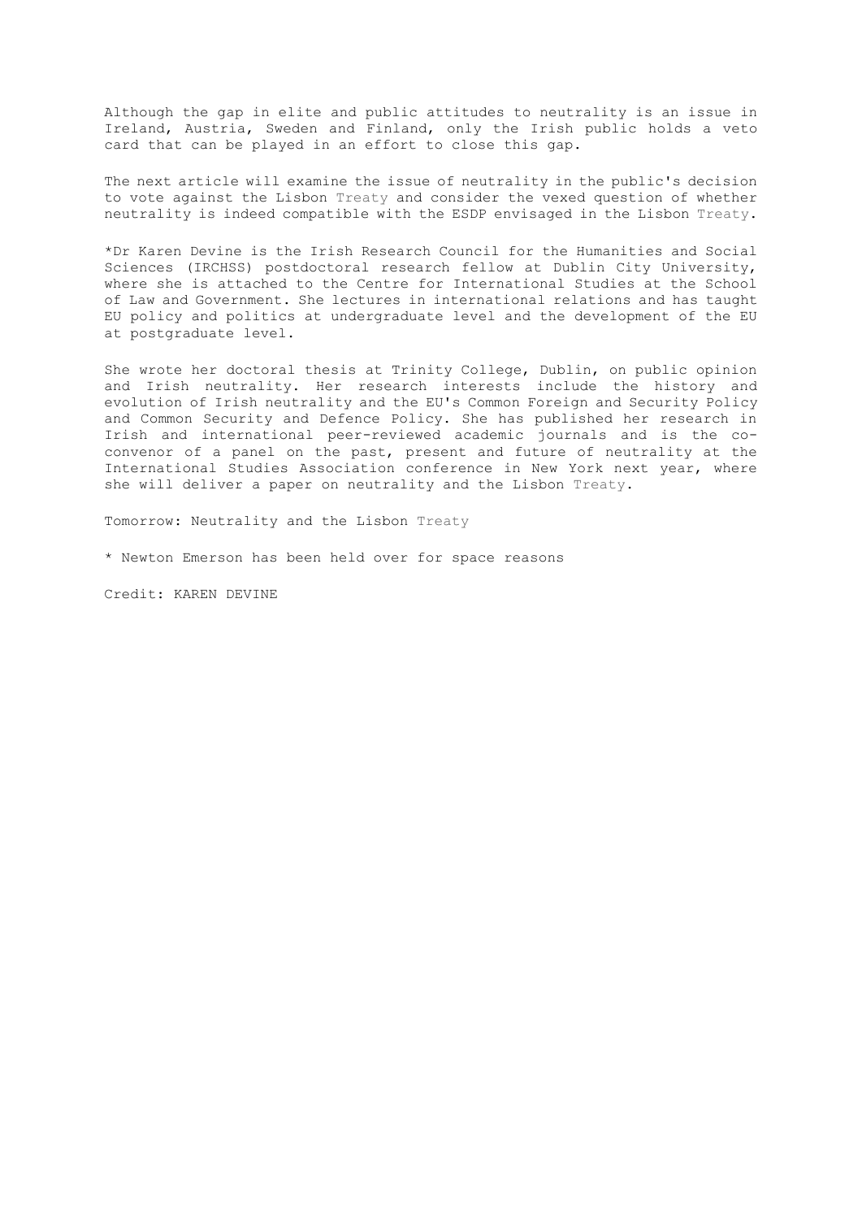Although the gap in elite and public attitudes to neutrality is an issue in Ireland, Austria, Sweden and Finland, only the Irish public holds a veto card that can be played in an effort to close this gap.

The next article will examine the issue of neutrality in the public's decision to vote against the Lisbon Treaty and consider the vexed question of whether neutrality is indeed compatible with the ESDP envisaged in the Lisbon Treaty.

*Dr Karen Devine is the Irish Research Council for the Humanities and Social Sciences (IRCHSS) postdoctoral research fellow at Dublin City University, where she is attached to the Centre for International Studies at the School of Law and Government. She lectures in international relations and has taught EU policy and politics at undergraduate level and the development of the EU at postgraduate level.

She wrote her doctoral thesis at Trinity College, Dublin, on public opinion and Irish neutrality. Her research interests include the history and evolution of Irish neutrality and the EU's Common Foreign and Security Policy and Common Security and Defence Policy. She has published her research in Irish and international peer-reviewed academic journals and is the co-convenor of a panel on the past, present and future of neutrality at the International Studies Association conference in New York next year, where she will deliver a paper on neutrality and the Lisbon Treaty.

Tomorrow: Neutrality and the Lisbon Treaty

* Newton Emerson has been held over for space reasons

Credit: KAREN DEVINE